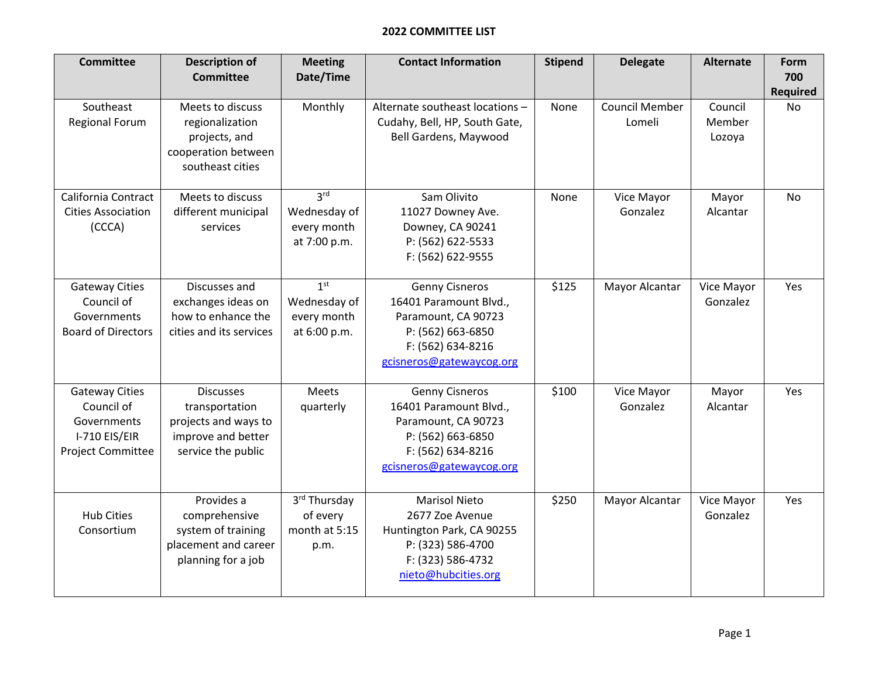# 2022 COMMITTEE LIST

| Committee | Description of Committee | Meeting Date/Time | Contact Information | Stipend | Delegate | Alternate | Form 700 Required |
|---|---|---|---|---|---|---|---|
| Southeast Regional Forum | Meets to discuss regionalization projects, and cooperation between southeast cities | Monthly | Alternate southeast locations – Cudahy, Bell, HP, South Gate, Bell Gardens, Maywood | None | Council Member Lomeli | Council Member Lozoya | No |
| California Contract Cities Association (CCCA) | Meets to discuss different municipal services | 3rd Wednesday of every month at 7:00 p.m. | Sam Olivito<br>11027 Downey Ave.<br>Downey, CA 90241<br>P: (562) 622-5533<br>F: (562) 622-9555 | None | Vice Mayor Gonzalez | Mayor Alcantar | No |
| Gateway Cities Council of Governments Board of Directors | Discusses and exchanges ideas on how to enhance the cities and its services | 1st Wednesday of every month at 6:00 p.m. | Genny Cisneros<br>16401 Paramount Blvd.,<br>Paramount, CA 90723<br>P: (562) 663-6850<br>F: (562) 634-8216<br>gcisneros@gatewaycog.org | $125 | Mayor Alcantar | Vice Mayor Gonzalez | Yes |
| Gateway Cities Council of Governments I-710 EIS/EIR Project Committee | Discusses transportation projects and ways to improve and better service the public | Meets quarterly | Genny Cisneros<br>16401 Paramount Blvd.,<br>Paramount, CA 90723<br>P: (562) 663-6850<br>F: (562) 634-8216<br>gcisneros@gatewaycog.org | $100 | Vice Mayor Gonzalez | Mayor Alcantar | Yes |
| Hub Cities Consortium | Provides a comprehensive system of training placement and career planning for a job | 3rd Thursday of every month at 5:15 p.m. | Marisol Nieto<br>2677 Zoe Avenue<br>Huntington Park, CA 90255<br>P: (323) 586-4700<br>F: (323) 586-4732<br>nieto@hubcities.org | $250 | Mayor Alcantar | Vice Mayor Gonzalez | Yes |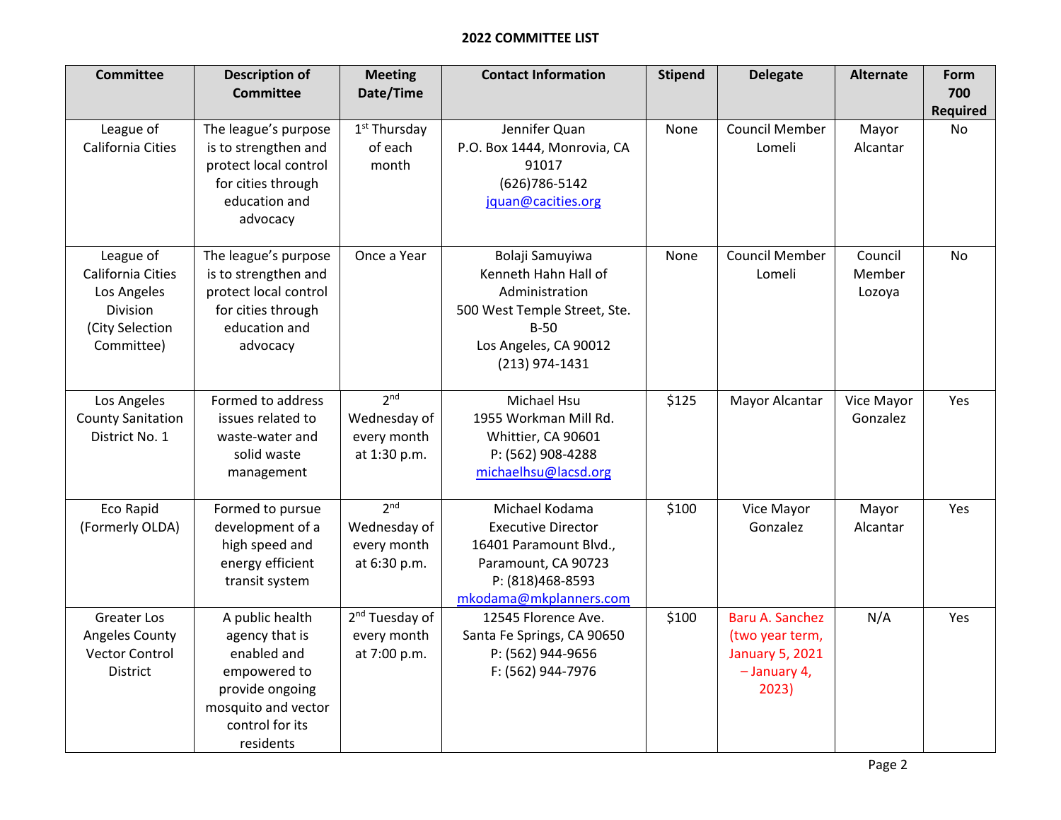**2022 COMMITTEE LIST**

| Committee | Description of Committee | Meeting Date/Time | Contact Information | Stipend | Delegate | Alternate | Form 700 Required |
|---|---|---|---|---|---|---|---|
| League of California Cities | The league's purpose is to strengthen and protect local control for cities through education and advocacy | 1st Thursday of each month | Jennifer Quan<br>P.O. Box 1444, Monrovia, CA 91017<br>(626)786-5142<br>jquan@cacities.org | None | Council Member Lomeli | Mayor Alcantar | No |
| League of California Cities Los Angeles Division (City Selection Committee) | The league's purpose is to strengthen and protect local control for cities through education and advocacy | Once a Year | Bolaji Samuyiwa<br>Kenneth Hahn Hall of Administration<br>500 West Temple Street, Ste. B-50<br>Los Angeles, CA 90012<br>(213) 974-1431 | None | Council Member Lomeli | Council Member Lozoya | No |
| Los Angeles County Sanitation District No. 1 | Formed to address issues related to waste-water and solid waste management | 2nd Wednesday of every month at 1:30 p.m. | Michael Hsu<br>1955 Workman Mill Rd.<br>Whittier, CA 90601<br>P: (562) 908-4288<br>michaelhsu@lacsd.org | $125 | Mayor Alcantar | Vice Mayor Gonzalez | Yes |
| Eco Rapid (Formerly OLDA) | Formed to pursue development of a high speed and energy efficient transit system | 2nd Wednesday of every month at 6:30 p.m. | Michael Kodama<br>Executive Director<br>16401 Paramount Blvd.,<br>Paramount, CA 90723<br>P: (818)468-8593<br>mkodama@mkplanners.com | $100 | Vice Mayor Gonzalez | Mayor Alcantar | Yes |
| Greater Los Angeles County Vector Control District | A public health agency that is enabled and empowered to provide ongoing mosquito and vector control for its residents | 2nd Tuesday of every month at 7:00 p.m. | 12545 Florence Ave.<br>Santa Fe Springs, CA 90650<br>P: (562) 944-9656<br>F: (562) 944-7976 | $100 | Baru A. Sanchez (two year term, January 5, 2021 – January 4, 2023) | N/A | Yes |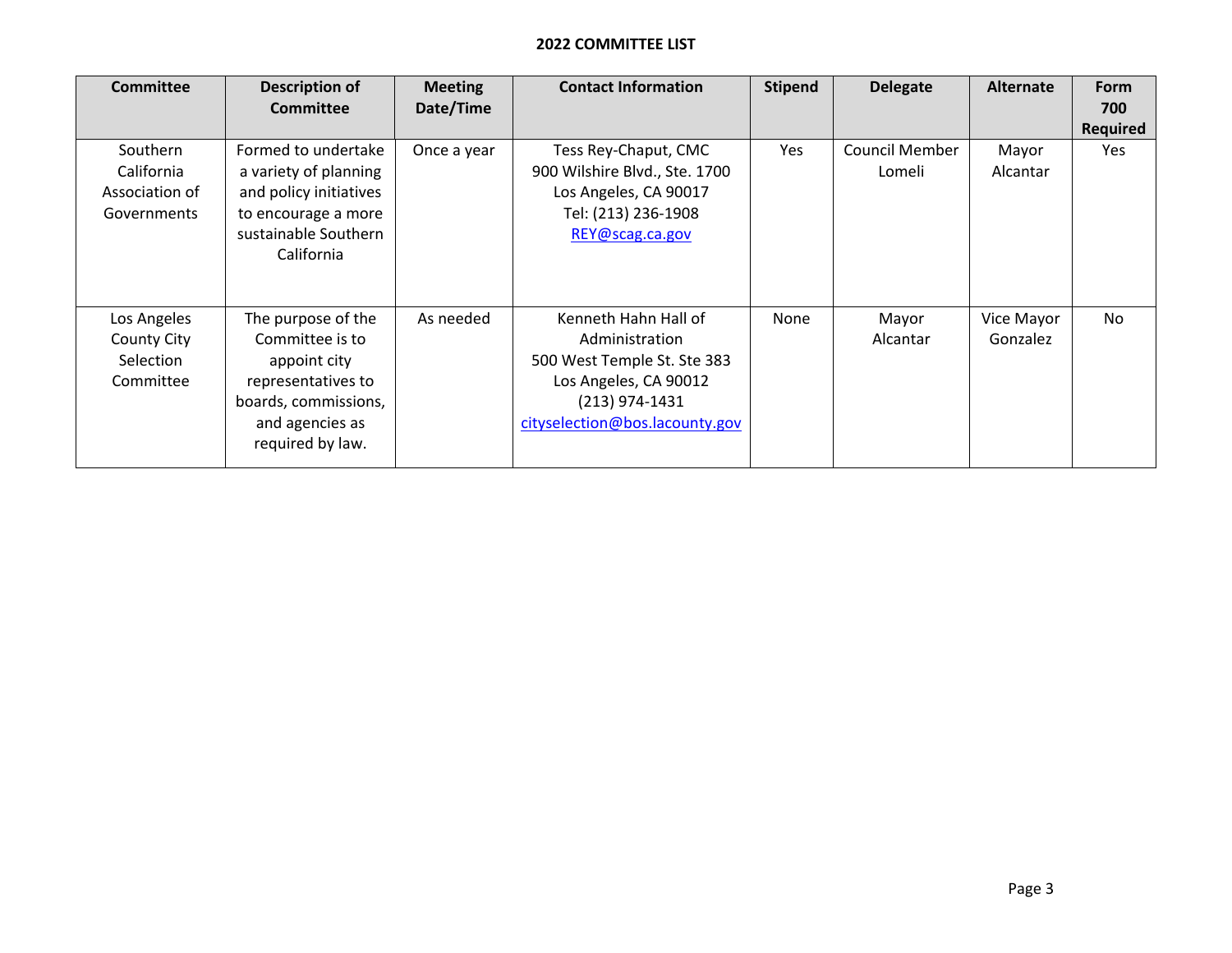## 2022 COMMITTEE LIST

| Committee | Description of Committee | Meeting Date/Time | Contact Information | Stipend | Delegate | Alternate | Form 700 Required |
|---|---|---|---|---|---|---|---|
| Southern California Association of Governments | Formed to undertake a variety of planning and policy initiatives to encourage a more sustainable Southern California | Once a year | Tess Rey-Chaput, CMC<br>900 Wilshire Blvd., Ste. 1700<br>Los Angeles, CA 90017<br>Tel: (213) 236-1908<br>REY@scag.ca.gov | Yes | Council Member Lomeli | Mayor Alcantar | Yes |
| Los Angeles County City Selection Committee | The purpose of the Committee is to appoint city representatives to boards, commissions, and agencies as required by law. | As needed | Kenneth Hahn Hall of Administration<br>500 West Temple St. Ste 383<br>Los Angeles, CA 90012<br>(213) 974-1431<br>cityselection@bos.lacounty.gov | None | Mayor Alcantar | Vice Mayor Gonzalez | No |